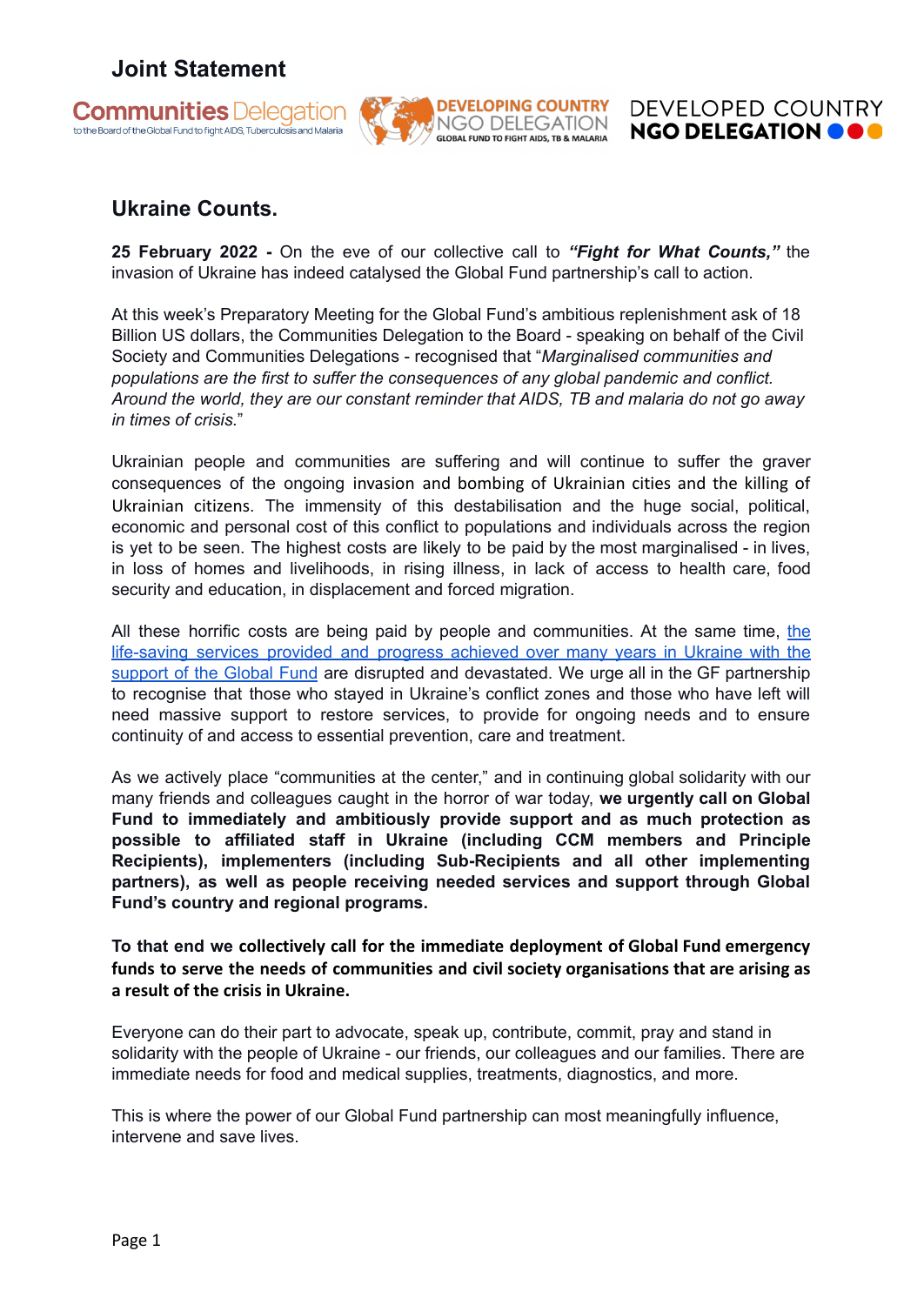# Joint Statement

Communities Delegation to the Board of the Global Fund to fight AIDS, Tuberculosis and Malaria

DEVELOPING COUNTRY NGO DELEGATION GLOBAL FUND TO FIGHT AIDS, TB & MALARIA

DEVELOPED COUNTRY NGO DELEGATION

## Ukraine Counts.

**25 February 2022 -** On the eve of our collective call to ***"Fight for What Counts,"*** the invasion of Ukraine has indeed catalysed the Global Fund partnership's call to action.

At this week's Preparatory Meeting for the Global Fund's ambitious replenishment ask of 18 Billion US dollars, the Communities Delegation to the Board - speaking on behalf of the Civil Society and Communities Delegations - recognised that "*Marginalised communities and populations are the first to suffer the consequences of any global pandemic and conflict. Around the world, they are our constant reminder that AIDS, TB and malaria do not go away in times of crisis.*"

Ukrainian people and communities are suffering and will continue to suffer the graver consequences of the ongoing invasion and bombing of Ukrainian cities and the killing of Ukrainian citizens. The immensity of this destabilisation and the huge social, political, economic and personal cost of this conflict to populations and individuals across the region is yet to be seen. The highest costs are likely to be paid by the most marginalised - in lives, in loss of homes and livelihoods, in rising illness, in lack of access to health care, food security and education, in displacement and forced migration.

All these horrific costs are being paid by people and communities. At the same time, the life-saving services provided and progress achieved over many years in Ukraine with the support of the Global Fund are disrupted and devastated. We urge all in the GF partnership to recognise that those who stayed in Ukraine's conflict zones and those who have left will need massive support to restore services, to provide for ongoing needs and to ensure continuity of and access to essential prevention, care and treatment.

As we actively place "communities at the center," and in continuing global solidarity with our many friends and colleagues caught in the horror of war today, **we urgently call on Global Fund to immediately and ambitiously provide support and as much protection as possible to affiliated staff in Ukraine (including CCM members and Principle Recipients), implementers (including Sub-Recipients and all other implementing partners), as well as people receiving needed services and support through Global Fund's country and regional programs.**

**To that end we collectively call for the immediate deployment of Global Fund emergency funds to serve the needs of communities and civil society organisations that are arising as a result of the crisis in Ukraine.**

Everyone can do their part to advocate, speak up, contribute, commit, pray and stand in solidarity with the people of Ukraine - our friends, our colleagues and our families. There are immediate needs for food and medical supplies, treatments, diagnostics, and more.

This is where the power of our Global Fund partnership can most meaningfully influence, intervene and save lives.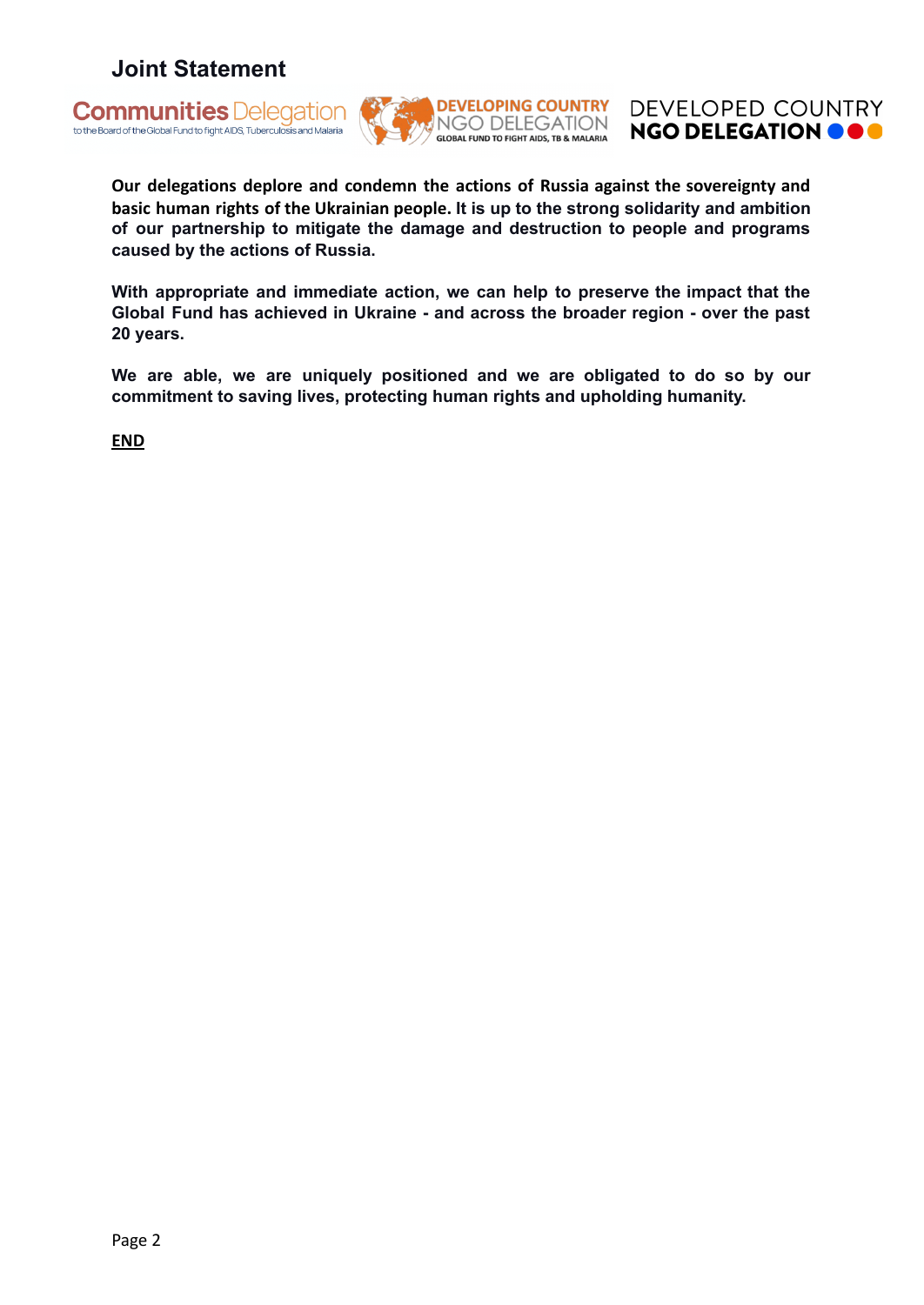## Joint Statement

Communities Delegation to the Board of the Global Fund to fight AIDS, Tuberculosis and Malaria | DEVELOPING COUNTRY NGO DELEGATION GLOBAL FUND TO FIGHT AIDS, TB & MALARIA | DEVELOPED COUNTRY NGO DELEGATION

**Our delegations deplore and condemn the actions of Russia against the sovereignty and basic human rights of the Ukrainian people. It is up to the strong solidarity and ambition of our partnership to mitigate the damage and destruction to people and programs caused by the actions of Russia.**

**With appropriate and immediate action, we can help to preserve the impact that the Global Fund has achieved in Ukraine - and across the broader region - over the past 20 years.**

**We are able, we are uniquely positioned and we are obligated to do so by our commitment to saving lives, protecting human rights and upholding humanity.**

**END**